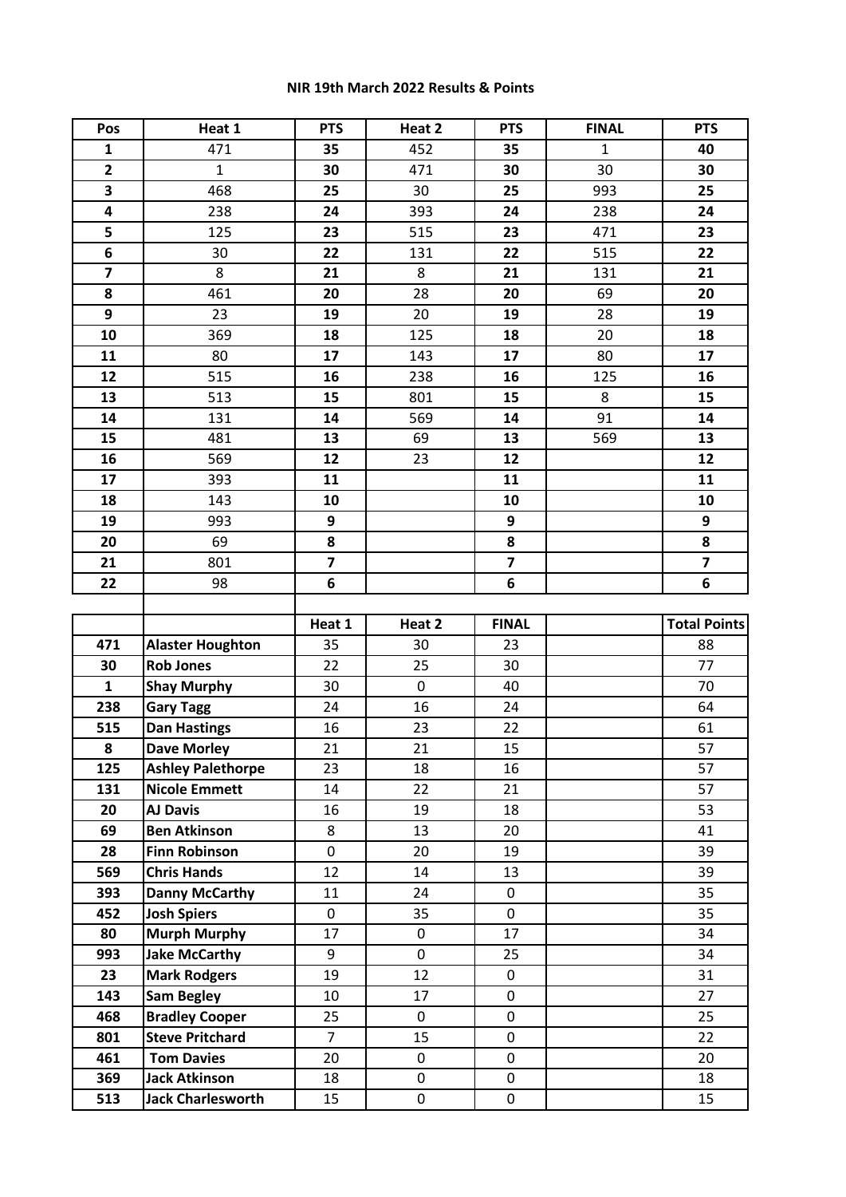**NIR 19th March 2022 Results & Points**

| Pos | Heat 1 | PTS | Heat 2 | PTS | FINAL | PTS |
|---|---|---|---|---|---|---|
| **1** | 471 | **35** | 452 | **35** | 1 | **40** |
| **2** | 1 | **30** | 471 | **30** | 30 | **30** |
| **3** | 468 | **25** | 30 | **25** | 993 | **25** |
| **4** | 238 | **24** | 393 | **24** | 238 | **24** |
| **5** | 125 | **23** | 515 | **23** | 471 | **23** |
| **6** | 30 | **22** | 131 | **22** | 515 | **22** |
| **7** | 8 | **21** | 8 | **21** | 131 | **21** |
| **8** | 461 | **20** | 28 | **20** | 69 | **20** |
| **9** | 23 | **19** | 20 | **19** | 28 | **19** |
| **10** | 369 | **18** | 125 | **18** | 20 | **18** |
| **11** | 80 | **17** | 143 | **17** | 80 | **17** |
| **12** | 515 | **16** | 238 | **16** | 125 | **16** |
| **13** | 513 | **15** | 801 | **15** | 8 | **15** |
| **14** | 131 | **14** | 569 | **14** | 91 | **14** |
| **15** | 481 | **13** | 69 | **13** | 569 | **13** |
| **16** | 569 | **12** | 23 | **12** | | **12** |
| **17** | 393 | **11** | | **11** | | **11** |
| **18** | 143 | **10** | | **10** | | **10** |
| **19** | 993 | **9** | | **9** | | **9** |
| **20** | 69 | **8** | | **8** | | **8** |
| **21** | 801 | **7** | | **7** | | **7** |
| **22** | 98 | **6** | | **6** | | **6** |

| | | Heat 1 | Heat 2 | FINAL | | Total Points |
|---|---|---|---|---|---|---|
| **471** | **Alaster Houghton** | 35 | 30 | 23 | | 88 |
| **30** | **Rob Jones** | 22 | 25 | 30 | | 77 |
| **1** | **Shay Murphy** | 30 | 0 | 40 | | 70 |
| **238** | **Gary Tagg** | 24 | 16 | 24 | | 64 |
| **515** | **Dan Hastings** | 16 | 23 | 22 | | 61 |
| **8** | **Dave Morley** | 21 | 21 | 15 | | 57 |
| **125** | **Ashley Palethorpe** | 23 | 18 | 16 | | 57 |
| **131** | **Nicole Emmett** | 14 | 22 | 21 | | 57 |
| **20** | **AJ Davis** | 16 | 19 | 18 | | 53 |
| **69** | **Ben Atkinson** | 8 | 13 | 20 | | 41 |
| **28** | **Finn Robinson** | 0 | 20 | 19 | | 39 |
| **569** | **Chris Hands** | 12 | 14 | 13 | | 39 |
| **393** | **Danny McCarthy** | 11 | 24 | 0 | | 35 |
| **452** | **Josh Spiers** | 0 | 35 | 0 | | 35 |
| **80** | **Murph Murphy** | 17 | 0 | 17 | | 34 |
| **993** | **Jake McCarthy** | 9 | 0 | 25 | | 34 |
| **23** | **Mark Rodgers** | 19 | 12 | 0 | | 31 |
| **143** | **Sam Begley** | 10 | 17 | 0 | | 27 |
| **468** | **Bradley Cooper** | 25 | 0 | 0 | | 25 |
| **801** | **Steve Pritchard** | 7 | 15 | 0 | | 22 |
| **461** | **Tom Davies** | 20 | 0 | 0 | | 20 |
| **369** | **Jack Atkinson** | 18 | 0 | 0 | | 18 |
| **513** | **Jack Charlesworth** | 15 | 0 | 0 | | 15 |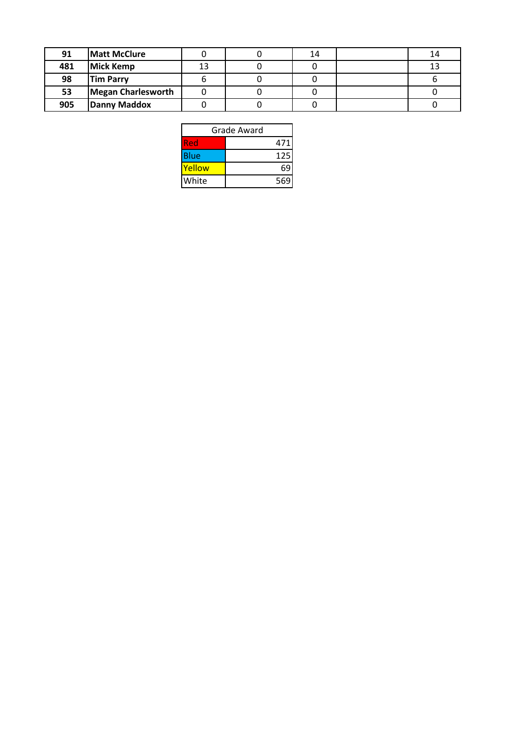| | | | | | | |
|---|---|---|---|---|---|---|
| **91** | **Matt McClure** | 0 | 0 | 14 | | 14 |
| **481** | **Mick Kemp** | 13 | 0 | 0 | | 13 |
| **98** | **Tim Parry** | 6 | 0 | 0 | | 6 |
| **53** | **Megan Charlesworth** | 0 | 0 | 0 | | 0 |
| **905** | **Danny Maddox** | 0 | 0 | 0 | | 0 |

| Grade Award | |
|---|---|
| Red | 471 |
| Blue | 125 |
| Yellow | 69 |
| White | 569 |